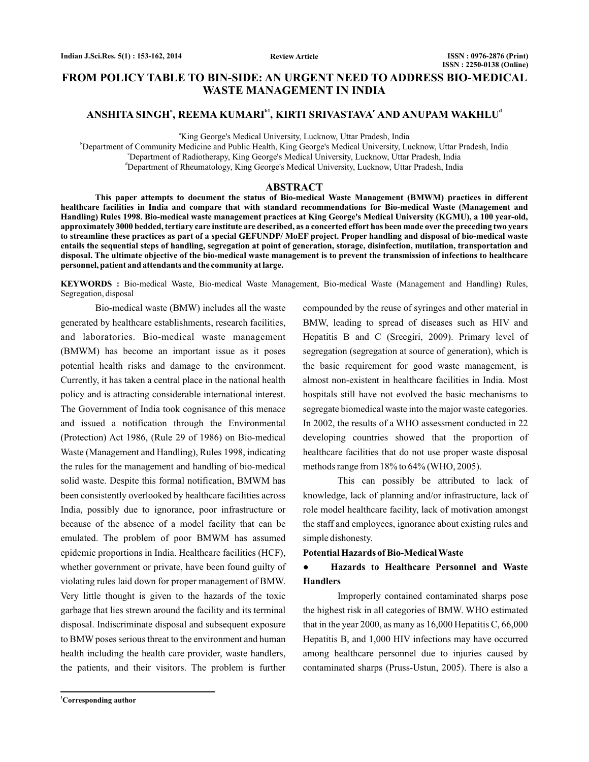# FROM POLICY TABLE TO BIN-SIDE: AN URGENT NEED TO ADDRESS BIO-MEDICAL WASTE MANAGEMENT IN INDIA

**ANSHITA SINGH[a], REEMA KUMARI[b1], KIRTI SRIVASTAVA[c] AND ANUPAM WAKHLU[d]**

[a]King George's Medical University, Lucknow, Uttar Pradesh, India

[b]Department of Community Medicine and Public Health, King George's Medical University, Lucknow, Uttar Pradesh, India

[c]Department of Radiotherapy, King George's Medical University, Lucknow, Uttar Pradesh, India

[d]Department of Rheumatology, King George's Medical University, Lucknow, Uttar Pradesh, India

## ABSTRACT

**This paper attempts to document the status of Bio-medical Waste Management (BMWM) practices in different healthcare facilities in India and compare that with standard recommendations for Bio-medical Waste (Management and Handling) Rules 1998. Bio-medical waste management practices at King George's Medical University (KGMU), a 100 year-old, approximately 3000 bedded, tertiary care institute are described, as a concerted effort has been made over the preceding two years to streamline these practices as part of a special GEFUNDP/ MoEF project. Proper handling and disposal of bio-medical waste entails the sequential steps of handling, segregation at point of generation, storage, disinfection, mutilation, transportation and disposal. The ultimate objective of the bio-medical waste management is to prevent the transmission of infections to healthcare personnel, patient and attendants and the community at large.**

**KEYWORDS :** Bio-medical Waste, Bio-medical Waste Management, Bio-medical Waste (Management and Handling) Rules, Segregation, disposal

Bio-medical waste (BMW) includes all the waste generated by healthcare establishments, research facilities, and laboratories. Bio-medical waste management (BMWM) has become an important issue as it poses potential health risks and damage to the environment. Currently, it has taken a central place in the national health policy and is attracting considerable international interest. The Government of India took cognisance of this menace and issued a notification through the Environmental (Protection) Act 1986, (Rule 29 of 1986) on Bio-medical Waste (Management and Handling), Rules 1998, indicating the rules for the management and handling of bio-medical solid waste. Despite this formal notification, BMWM has been consistently overlooked by healthcare facilities across India, possibly due to ignorance, poor infrastructure or because of the absence of a model facility that can be emulated. The problem of poor BMWM has assumed epidemic proportions in India. Healthcare facilities (HCF), whether government or private, have been found guilty of violating rules laid down for proper management of BMW. Very little thought is given to the hazards of the toxic garbage that lies strewn around the facility and its terminal disposal. Indiscriminate disposal and subsequent exposure to BMW poses serious threat to the environment and human health including the health care provider, waste handlers, the patients, and their visitors. The problem is further compounded by the reuse of syringes and other material in BMW, leading to spread of diseases such as HIV and Hepatitis B and C (Sreegiri, 2009). Primary level of segregation (segregation at source of generation), which is the basic requirement for good waste management, is almost non-existent in healthcare facilities in India. Most hospitals still have not evolved the basic mechanisms to segregate biomedical waste into the major waste categories. In 2002, the results of a WHO assessment conducted in 22 developing countries showed that the proportion of healthcare facilities that do not use proper waste disposal methods range from 18% to 64% (WHO, 2005).

This can possibly be attributed to lack of knowledge, lack of planning and/or infrastructure, lack of role model healthcare facility, lack of motivation amongst the staff and employees, ignorance about existing rules and simple dishonesty.

### Potential Hazards of Bio-Medical Waste

- **Hazards to Healthcare Personnel and Waste Handlers**

Improperly contained contaminated sharps pose the highest risk in all categories of BMW. WHO estimated that in the year 2000, as many as 16,000 Hepatitis C, 66,000 Hepatitis B, and 1,000 HIV infections may have occurred among healthcare personnel due to injuries caused by contaminated sharps (Pruss-Ustun, 2005). There is also a

[1]Corresponding author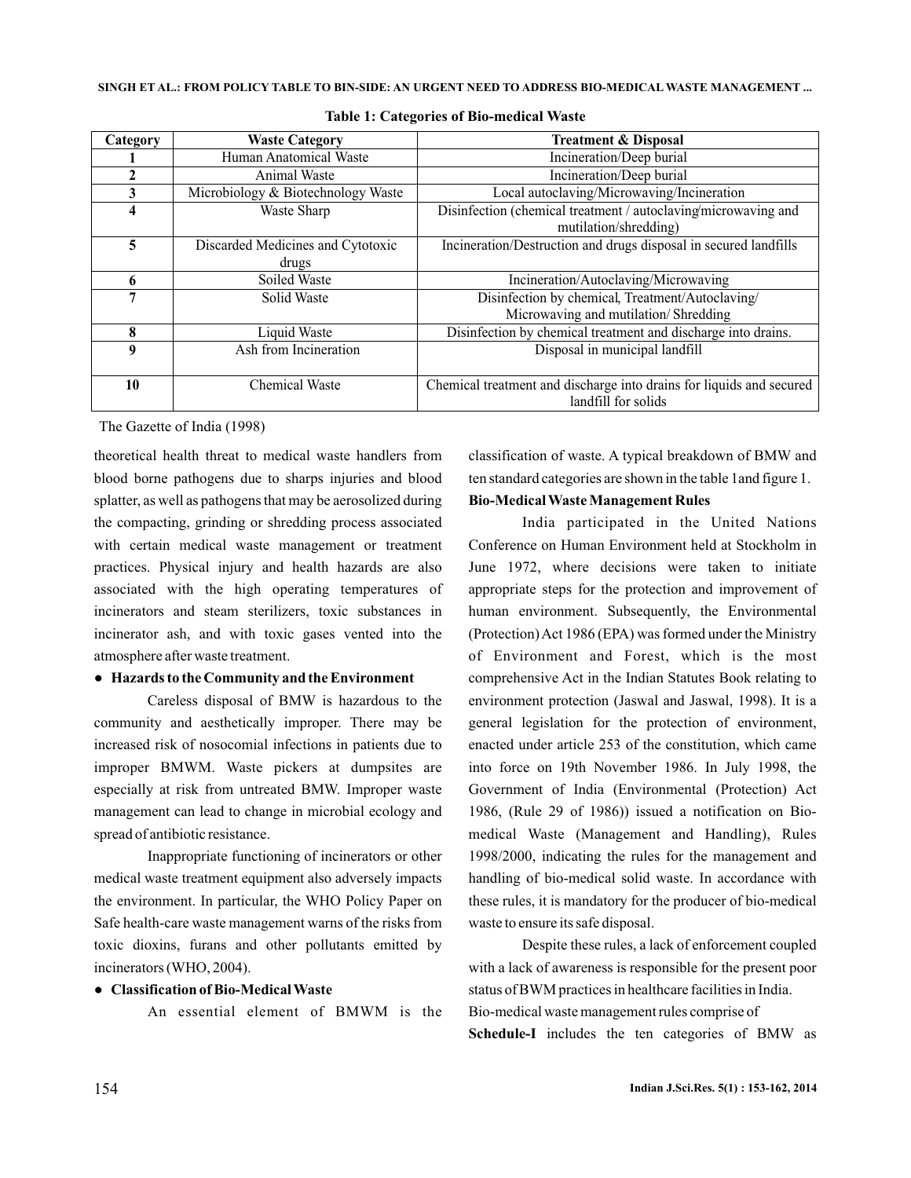**Table 1: Categories of Bio-medical Waste**

| Category | Waste Category | Treatment & Disposal |
|---|---|---|
| 1 | Human Anatomical Waste | Incineration/Deep burial |
| 2 | Animal Waste | Incineration/Deep burial |
| 3 | Microbiology & Biotechnology Waste | Local autoclaving/Microwaving/Incineration |
| 4 | Waste Sharp | Disinfection (chemical treatment / autoclaving/microwaving and mutilation/shredding) |
| 5 | Discarded Medicines and Cytotoxic drugs | Incineration/Destruction and drugs disposal in secured landfills |
| 6 | Soiled Waste | Incineration/Autoclaving/Microwaving |
| 7 | Solid Waste | Disinfection by chemical, Treatment/Autoclaving/ Microwaving and mutilation/ Shredding |
| 8 | Liquid Waste | Disinfection by chemical treatment and discharge into drains. |
| 9 | Ash from Incineration | Disposal in municipal landfill |
| 10 | Chemical Waste | Chemical treatment and discharge into drains for liquids and secured landfill for solids |

The Gazette of India (1998)

theoretical health threat to medical waste handlers from blood borne pathogens due to sharps injuries and blood splatter, as well as pathogens that may be aerosolized during the compacting, grinding or shredding process associated with certain medical waste management or treatment practices. Physical injury and health hazards are also associated with the high operating temperatures of incinerators and steam sterilizers, toxic substances in incinerator ash, and with toxic gases vented into the atmosphere after waste treatment.

- **Hazards to the Community and the Environment**

Careless disposal of BMW is hazardous to the community and aesthetically improper. There may be increased risk of nosocomial infections in patients due to improper BMWM. Waste pickers at dumpsites are especially at risk from untreated BMW. Improper waste management can lead to change in microbial ecology and spread of antibiotic resistance.

Inappropriate functioning of incinerators or other medical waste treatment equipment also adversely impacts the environment. In particular, the WHO Policy Paper on Safe health-care waste management warns of the risks from toxic dioxins, furans and other pollutants emitted by incinerators (WHO, 2004).

- **Classification of Bio-Medical Waste**

An essential element of BMWM is the classification of waste. A typical breakdown of BMW and ten standard categories are shown in the table 1and figure 1.

**Bio-Medical Waste Management Rules**

India participated in the United Nations Conference on Human Environment held at Stockholm in June 1972, where decisions were taken to initiate appropriate steps for the protection and improvement of human environment. Subsequently, the Environmental (Protection) Act 1986 (EPA) was formed under the Ministry of Environment and Forest, which is the most comprehensive Act in the Indian Statutes Book relating to environment protection (Jaswal and Jaswal, 1998). It is a general legislation for the protection of environment, enacted under article 253 of the constitution, which came into force on 19th November 1986. In July 1998, the Government of India (Environmental (Protection) Act 1986, (Rule 29 of 1986)) issued a notification on Bio-medical Waste (Management and Handling), Rules 1998/2000, indicating the rules for the management and handling of bio-medical solid waste. In accordance with these rules, it is mandatory for the producer of bio-medical waste to ensure its safe disposal.

Despite these rules, a lack of enforcement coupled with a lack of awareness is responsible for the present poor status of BWM practices in healthcare facilities in India.

Bio-medical waste management rules comprise of

**Schedule-I** includes the ten categories of BMW as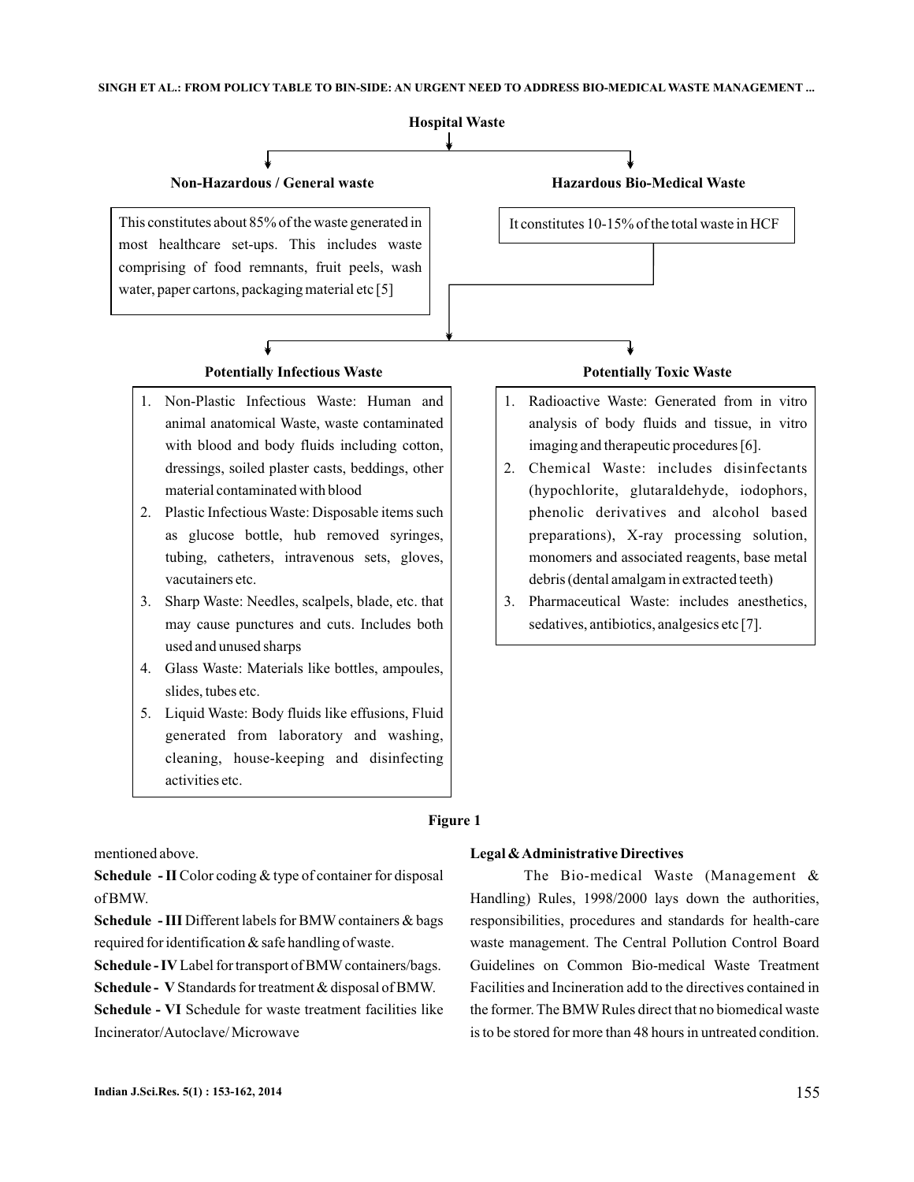**Hospital Waste**

**Non-Hazardous / General waste**

This constitutes about 85% of the waste generated in most healthcare set-ups. This includes waste comprising of food remnants, fruit peels, wash water, paper cartons, packaging material etc [5]

**Hazardous Bio-Medical Waste**

It constitutes 10-15% of the total waste in HCF

**Potentially Infectious Waste**

1. Non-Plastic Infectious Waste: Human and animal anatomical Waste, waste contaminated with blood and body fluids including cotton, dressings, soiled plaster casts, beddings, other material contaminated with blood
2. Plastic Infectious Waste: Disposable items such as glucose bottle, hub removed syringes, tubing, catheters, intravenous sets, gloves, vacutainers etc.
3. Sharp Waste: Needles, scalpels, blade, etc. that may cause punctures and cuts. Includes both used and unused sharps
4. Glass Waste: Materials like bottles, ampoules, slides, tubes etc.
5. Liquid Waste: Body fluids like effusions, Fluid generated from laboratory and washing, cleaning, house-keeping and disinfecting activities etc.

**Potentially Toxic Waste**

1. Radioactive Waste: Generated from in vitro analysis of body fluids and tissue, in vitro imaging and therapeutic procedures [6].
2. Chemical Waste: includes disinfectants (hypochlorite, glutaraldehyde, iodophors, phenolic derivatives and alcohol based preparations), X-ray processing solution, monomers and associated reagents, base metal debris (dental amalgam in extracted teeth)
3. Pharmaceutical Waste: includes anesthetics, sedatives, antibiotics, analgesics etc [7].

**Figure 1**

mentioned above.

**Schedule - II** Color coding & type of container for disposal of BMW.

**Schedule - III** Different labels for BMW containers & bags required for identification & safe handling of waste.

**Schedule - IV** Label for transport of BMW containers/bags.

**Schedule - V** Standards for treatment & disposal of BMW.

**Schedule - VI** Schedule for waste treatment facilities like Incinerator/Autoclave/ Microwave

## Legal & Administrative Directives

The Bio-medical Waste (Management & Handling) Rules, 1998/2000 lays down the authorities, responsibilities, procedures and standards for health-care waste management. The Central Pollution Control Board Guidelines on Common Bio-medical Waste Treatment Facilities and Incineration add to the directives contained in the former. The BMW Rules direct that no biomedical waste is to be stored for more than 48 hours in untreated condition.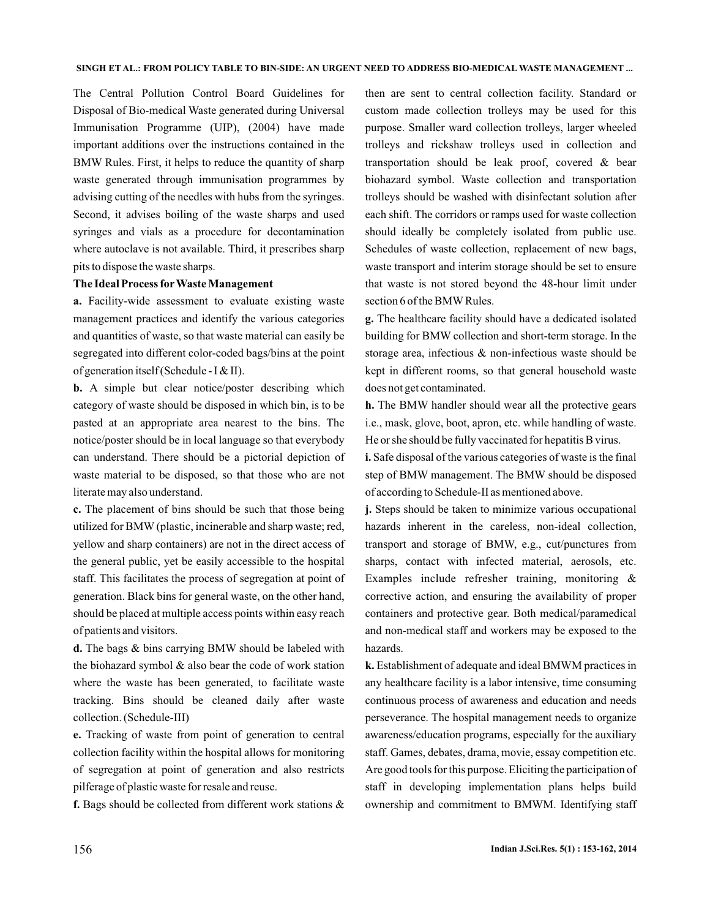The Central Pollution Control Board Guidelines for Disposal of Bio-medical Waste generated during Universal Immunisation Programme (UIP), (2004) have made important additions over the instructions contained in the BMW Rules. First, it helps to reduce the quantity of sharp waste generated through immunisation programmes by advising cutting of the needles with hubs from the syringes. Second, it advises boiling of the waste sharps and used syringes and vials as a procedure for decontamination where autoclave is not available. Third, it prescribes sharp pits to dispose the waste sharps.

### The Ideal Process for Waste Management

**a.** Facility-wide assessment to evaluate existing waste management practices and identify the various categories and quantities of waste, so that waste material can easily be segregated into different color-coded bags/bins at the point of generation itself (Schedule - I & II).

**b.** A simple but clear notice/poster describing which category of waste should be disposed in which bin, is to be pasted at an appropriate area nearest to the bins. The notice/poster should be in local language so that everybody can understand. There should be a pictorial depiction of waste material to be disposed, so that those who are not literate may also understand.

**c.** The placement of bins should be such that those being utilized for BMW (plastic, incinerable and sharp waste; red, yellow and sharp containers) are not in the direct access of the general public, yet be easily accessible to the hospital staff. This facilitates the process of segregation at point of generation. Black bins for general waste, on the other hand, should be placed at multiple access points within easy reach of patients and visitors.

**d.** The bags & bins carrying BMW should be labeled with the biohazard symbol & also bear the code of work station where the waste has been generated, to facilitate waste tracking. Bins should be cleaned daily after waste collection. (Schedule-III)

**e.** Tracking of waste from point of generation to central collection facility within the hospital allows for monitoring of segregation at point of generation and also restricts pilferage of plastic waste for resale and reuse.

**f.** Bags should be collected from different work stations & then are sent to central collection facility. Standard or custom made collection trolleys may be used for this purpose. Smaller ward collection trolleys, larger wheeled trolleys and rickshaw trolleys used in collection and transportation should be leak proof, covered & bear biohazard symbol. Waste collection and transportation trolleys should be washed with disinfectant solution after each shift. The corridors or ramps used for waste collection should ideally be completely isolated from public use. Schedules of waste collection, replacement of new bags, waste transport and interim storage should be set to ensure that waste is not stored beyond the 48-hour limit under section 6 of the BMW Rules.

**g.** The healthcare facility should have a dedicated isolated building for BMW collection and short-term storage. In the storage area, infectious & non-infectious waste should be kept in different rooms, so that general household waste does not get contaminated.

**h.** The BMW handler should wear all the protective gears i.e., mask, glove, boot, apron, etc. while handling of waste. He or she should be fully vaccinated for hepatitis B virus.

**i.** Safe disposal of the various categories of waste is the final step of BMW management. The BMW should be disposed of according to Schedule-II as mentioned above.

**j.** Steps should be taken to minimize various occupational hazards inherent in the careless, non-ideal collection, transport and storage of BMW, e.g., cut/punctures from sharps, contact with infected material, aerosols, etc. Examples include refresher training, monitoring & corrective action, and ensuring the availability of proper containers and protective gear. Both medical/paramedical and non-medical staff and workers may be exposed to the hazards.

**k.** Establishment of adequate and ideal BMWM practices in any healthcare facility is a labor intensive, time consuming continuous process of awareness and education and needs perseverance. The hospital management needs to organize awareness/education programs, especially for the auxiliary staff. Games, debates, drama, movie, essay competition etc. Are good tools for this purpose. Eliciting the participation of staff in developing implementation plans helps build ownership and commitment to BMWM. Identifying staff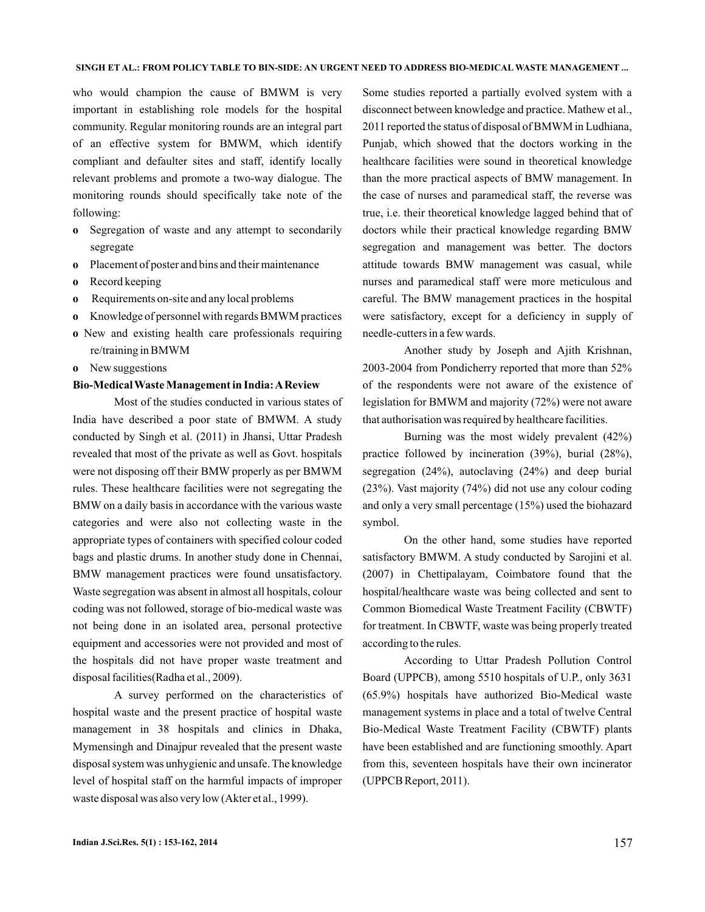who would champion the cause of BMWM is very important in establishing role models for the hospital community. Regular monitoring rounds are an integral part of an effective system for BMWM, which identify compliant and defaulter sites and staff, identify locally relevant problems and promote a two-way dialogue. The monitoring rounds should specifically take note of the following:

- Segregation of waste and any attempt to secondarily segregate
- Placement of poster and bins and their maintenance
- Record keeping
- Requirements on-site and any local problems
- Knowledge of personnel with regards BMWM practices
- New and existing health care professionals requiring re/training in BMWM
- New suggestions

**Bio-Medical Waste Management in India: A Review**

Most of the studies conducted in various states of India have described a poor state of BMWM. A study conducted by Singh et al. (2011) in Jhansi, Uttar Pradesh revealed that most of the private as well as Govt. hospitals were not disposing off their BMW properly as per BMWM rules. These healthcare facilities were not segregating the BMW on a daily basis in accordance with the various waste categories and were also not collecting waste in the appropriate types of containers with specified colour coded bags and plastic drums. In another study done in Chennai, BMW management practices were found unsatisfactory. Waste segregation was absent in almost all hospitals, colour coding was not followed, storage of bio-medical waste was not being done in an isolated area, personal protective equipment and accessories were not provided and most of the hospitals did not have proper waste treatment and disposal facilities(Radha et al., 2009).

A survey performed on the characteristics of hospital waste and the present practice of hospital waste management in 38 hospitals and clinics in Dhaka, Mymensingh and Dinajpur revealed that the present waste disposal system was unhygienic and unsafe. The knowledge level of hospital staff on the harmful impacts of improper waste disposal was also very low (Akter et al., 1999).

Some studies reported a partially evolved system with a disconnect between knowledge and practice. Mathew et al., 2011 reported the status of disposal of BMWM in Ludhiana, Punjab, which showed that the doctors working in the healthcare facilities were sound in theoretical knowledge than the more practical aspects of BMW management. In the case of nurses and paramedical staff, the reverse was true, i.e. their theoretical knowledge lagged behind that of doctors while their practical knowledge regarding BMW segregation and management was better. The doctors attitude towards BMW management was casual, while nurses and paramedical staff were more meticulous and careful. The BMW management practices in the hospital were satisfactory, except for a deficiency in supply of needle-cutters in a few wards.

Another study by Joseph and Ajith Krishnan, 2003-2004 from Pondicherry reported that more than 52% of the respondents were not aware of the existence of legislation for BMWM and majority (72%) were not aware that authorisation was required by healthcare facilities.

Burning was the most widely prevalent (42%) practice followed by incineration (39%), burial (28%), segregation (24%), autoclaving (24%) and deep burial (23%). Vast majority (74%) did not use any colour coding and only a very small percentage (15%) used the biohazard symbol.

On the other hand, some studies have reported satisfactory BMWM. A study conducted by Sarojini et al. (2007) in Chettipalayam, Coimbatore found that the hospital/healthcare waste was being collected and sent to Common Biomedical Waste Treatment Facility (CBWTF) for treatment. In CBWTF, waste was being properly treated according to the rules.

According to Uttar Pradesh Pollution Control Board (UPPCB), among 5510 hospitals of U.P., only 3631 (65.9%) hospitals have authorized Bio-Medical waste management systems in place and a total of twelve Central Bio-Medical Waste Treatment Facility (CBWTF) plants have been established and are functioning smoothly. Apart from this, seventeen hospitals have their own incinerator (UPPCB Report, 2011).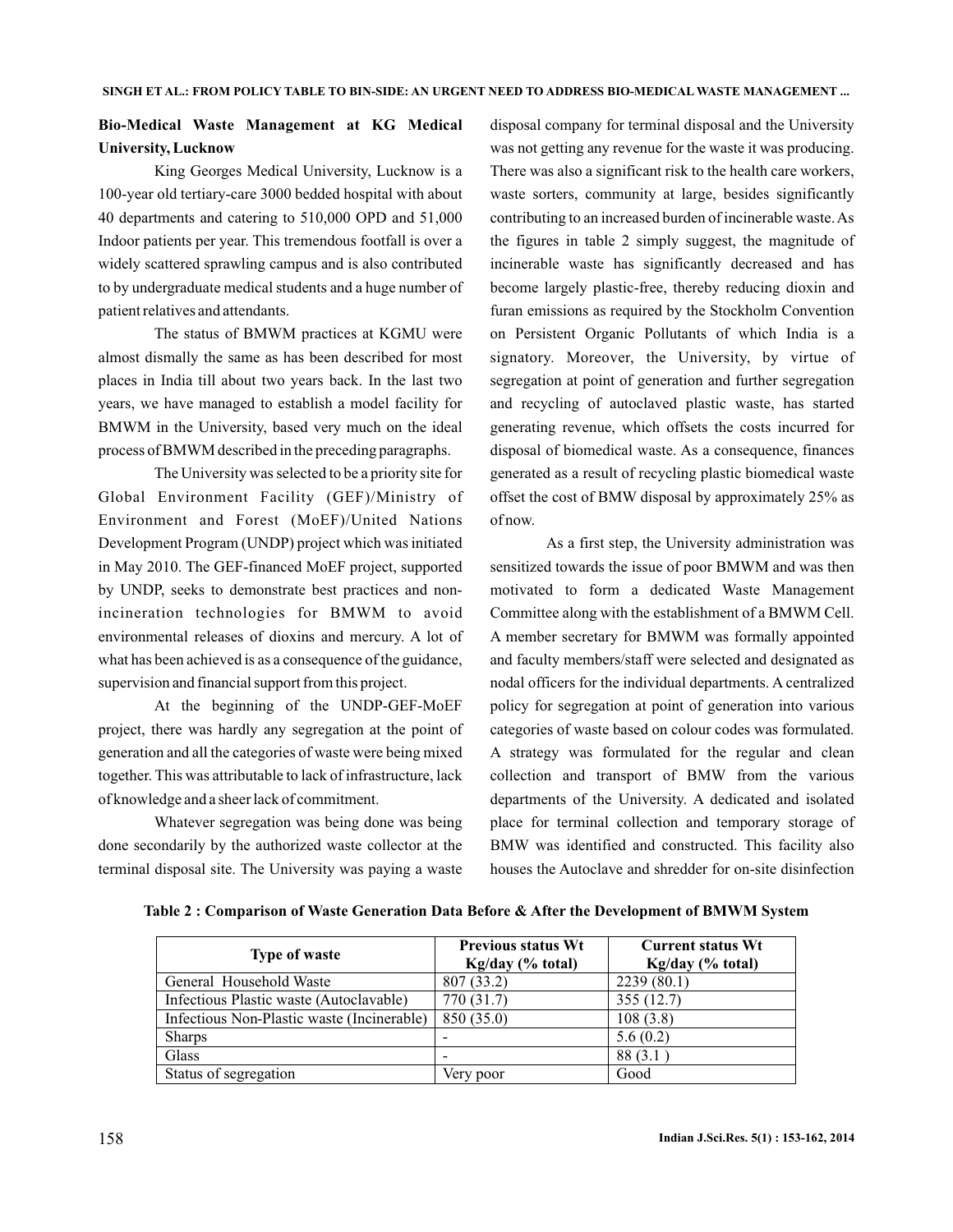### Bio-Medical Waste Management at KG Medical University, Lucknow

King Georges Medical University, Lucknow is a 100-year old tertiary-care 3000 bedded hospital with about 40 departments and catering to 510,000 OPD and 51,000 Indoor patients per year. This tremendous footfall is over a widely scattered sprawling campus and is also contributed to by undergraduate medical students and a huge number of patient relatives and attendants.

The status of BMWM practices at KGMU were almost dismally the same as has been described for most places in India till about two years back. In the last two years, we have managed to establish a model facility for BMWM in the University, based very much on the ideal process of BMWM described in the preceding paragraphs.

The University was selected to be a priority site for Global Environment Facility (GEF)/Ministry of Environment and Forest (MoEF)/United Nations Development Program (UNDP) project which was initiated in May 2010. The GEF-financed MoEF project, supported by UNDP, seeks to demonstrate best practices and non-incineration technologies for BMWM to avoid environmental releases of dioxins and mercury. A lot of what has been achieved is as a consequence of the guidance, supervision and financial support from this project.

At the beginning of the UNDP-GEF-MoEF project, there was hardly any segregation at the point of generation and all the categories of waste were being mixed together. This was attributable to lack of infrastructure, lack of knowledge and a sheer lack of commitment.

Whatever segregation was being done was being done secondarily by the authorized waste collector at the terminal disposal site. The University was paying a waste disposal company for terminal disposal and the University was not getting any revenue for the waste it was producing. There was also a significant risk to the health care workers, waste sorters, community at large, besides significantly contributing to an increased burden of incinerable waste. As the figures in table 2 simply suggest, the magnitude of incinerable waste has significantly decreased and has become largely plastic-free, thereby reducing dioxin and furan emissions as required by the Stockholm Convention on Persistent Organic Pollutants of which India is a signatory. Moreover, the University, by virtue of segregation at point of generation and further segregation and recycling of autoclaved plastic waste, has started generating revenue, which offsets the costs incurred for disposal of biomedical waste. As a consequence, finances generated as a result of recycling plastic biomedical waste offset the cost of BMW disposal by approximately 25% as of now.

As a first step, the University administration was sensitized towards the issue of poor BMWM and was then motivated to form a dedicated Waste Management Committee along with the establishment of a BMWM Cell. A member secretary for BMWM was formally appointed and faculty members/staff were selected and designated as nodal officers for the individual departments. A centralized policy for segregation at point of generation into various categories of waste based on colour codes was formulated. A strategy was formulated for the regular and clean collection and transport of BMW from the various departments of the University. A dedicated and isolated place for terminal collection and temporary storage of BMW was identified and constructed. This facility also houses the Autoclave and shredder for on-site disinfection

**Table 2 : Comparison of Waste Generation Data Before & After the Development of BMWM System**

| Type of waste | Previous status Wt Kg/day (% total) | Current status Wt Kg/day (% total) |
|---|---|---|
| General Household Waste | 807 (33.2) | 2239 (80.1) |
| Infectious Plastic waste (Autoclavable) | 770 (31.7) | 355 (12.7) |
| Infectious Non-Plastic waste (Incinerable) | 850 (35.0) | 108 (3.8) |
| Sharps | - | 5.6 (0.2) |
| Glass | - | 88 (3.1 ) |
| Status of segregation | Very poor | Good |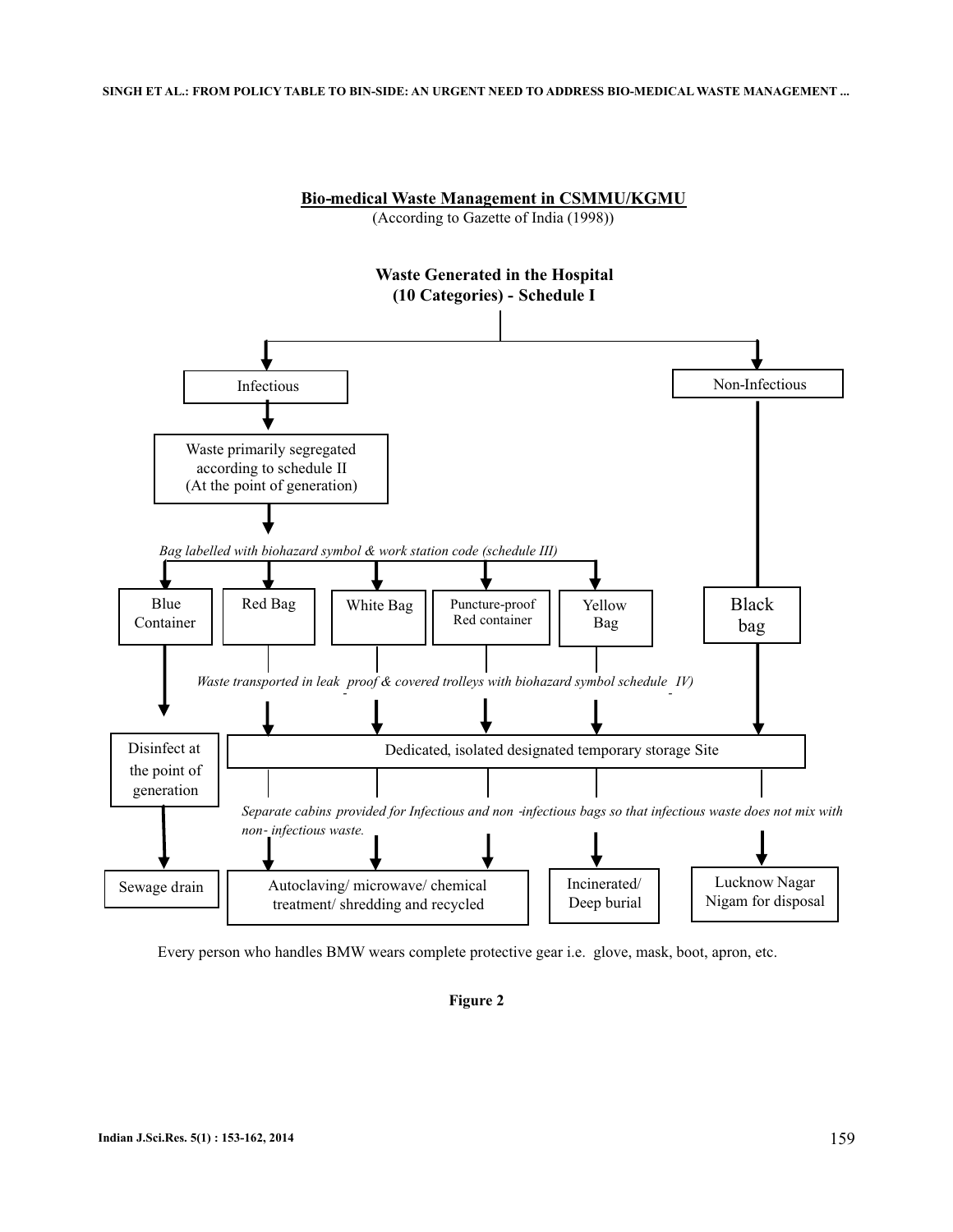**Bio-medical Waste Management in CSMMU/KGMU**

(According to Gazette of India (1998))

**Waste Generated in the Hospital (10 Categories) - Schedule I**

- Infectious
  - Waste primarily segregated according to schedule II (At the point of generation)
  - *Bag labelled with biohazard symbol & work station code (schedule III)*
    - Blue Container → Disinfect at the point of generation → Sewage drain
    - Red Bag
    - White Bag
    - Puncture-proof Red container
    - Yellow Bag
  - *Waste transported in leak - proof & covered trolleys with biohazard symbol schedule - IV)*
  - Dedicated, isolated designated temporary storage Site
  - *Separate cabins provided for Infectious and non -infectious bags so that infectious waste does not mix with non- infectious waste.*
    - Red Bag, White Bag, Puncture-proof Red container → Autoclaving/ microwave/ chemical treatment/ shredding and recycled
    - Yellow Bag → Incinerated/ Deep burial
- Non-Infectious
  - Black bag → Dedicated, isolated designated temporary storage Site → Lucknow Nagar Nigam for disposal

Every person who handles BMW wears complete protective gear i.e. glove, mask, boot, apron, etc.

**Figure 2**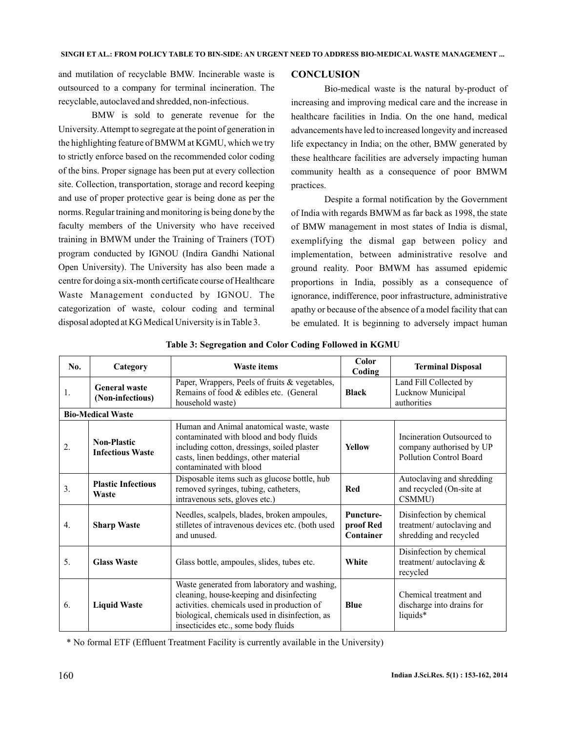and mutilation of recyclable BMW. Incinerable waste is outsourced to a company for terminal incineration. The recyclable, autoclaved and shredded, non-infectious.

BMW is sold to generate revenue for the University. Attempt to segregate at the point of generation in the highlighting feature of BMWM at KGMU, which we try to strictly enforce based on the recommended color coding of the bins. Proper signage has been put at every collection site. Collection, transportation, storage and record keeping and use of proper protective gear is being done as per the norms. Regular training and monitoring is being done by the faculty members of the University who have received training in BMWM under the Training of Trainers (TOT) program conducted by IGNOU (Indira Gandhi National Open University). The University has also been made a centre for doing a six-month certificate course of Healthcare Waste Management conducted by IGNOU. The categorization of waste, colour coding and terminal disposal adopted at KG Medical University is in Table 3.

## CONCLUSION

Bio-medical waste is the natural by-product of increasing and improving medical care and the increase in healthcare facilities in India. On the one hand, medical advancements have led to increased longevity and increased life expectancy in India; on the other, BMW generated by these healthcare facilities are adversely impacting human community health as a consequence of poor BMWM practices.

Despite a formal notification by the Government of India with regards BMWM as far back as 1998, the state of BMW management in most states of India is dismal, exemplifying the dismal gap between policy and implementation, between administrative resolve and ground reality. Poor BMWM has assumed epidemic proportions in India, possibly as a consequence of ignorance, indifference, poor infrastructure, administrative apathy or because of the absence of a model facility that can be emulated. It is beginning to adversely impact human

**Table 3: Segregation and Color Coding Followed in KGMU**

| No. | Category | Waste items | Color Coding | Terminal Disposal |
|---|---|---|---|---|
| 1. | **General waste (Non-infectious)** | Paper, Wrappers, Peels of fruits & vegetables, Remains of food & edibles etc. (General household waste) | **Black** | Land Fill Collected by Lucknow Municipal authorities |
| **Bio-Medical Waste** | | | | |
| 2. | **Non-Plastic Infectious Waste** | Human and Animal anatomical waste, waste contaminated with blood and body fluids including cotton, dressings, soiled plaster casts, linen beddings, other material contaminated with blood | **Yellow** | Incineration Outsourced to company authorised by UP Pollution Control Board |
| 3. | **Plastic Infectious Waste** | Disposable items such as glucose bottle, hub removed syringes, tubing, catheters, intravenous sets, gloves etc.) | **Red** | Autoclaving and shredding and recycled (On-site at CSMMU) |
| 4. | **Sharp Waste** | Needles, scalpels, blades, broken ampoules, stilletes of intravenous devices etc. (both used and unused. | **Puncture-proof Red Container** | Disinfection by chemical treatment/ autoclaving and shredding and recycled |
| 5. | **Glass Waste** | Glass bottle, ampoules, slides, tubes etc. | **White** | Disinfection by chemical treatment/ autoclaving & recycled |
| 6. | **Liquid Waste** | Waste generated from laboratory and washing, cleaning, house-keeping and disinfecting activities. chemicals used in production of biological, chemicals used in disinfection, as insecticides etc., some body fluids | **Blue** | Chemical treatment and discharge into drains for liquids* |

\* No formal ETF (Effluent Treatment Facility is currently available in the University)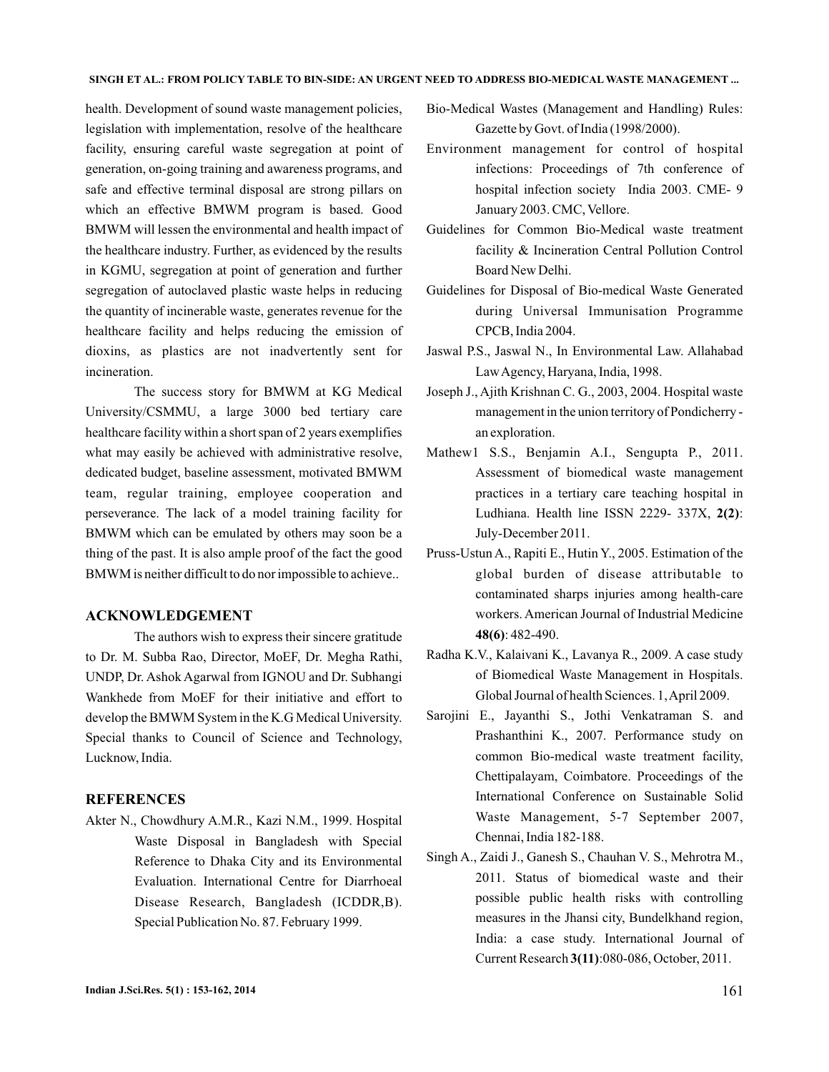health. Development of sound waste management policies, legislation with implementation, resolve of the healthcare facility, ensuring careful waste segregation at point of generation, on-going training and awareness programs, and safe and effective terminal disposal are strong pillars on which an effective BMWM program is based. Good BMWM will lessen the environmental and health impact of the healthcare industry. Further, as evidenced by the results in KGMU, segregation at point of generation and further segregation of autoclaved plastic waste helps in reducing the quantity of incinerable waste, generates revenue for the healthcare facility and helps reducing the emission of dioxins, as plastics are not inadvertently sent for incineration.

The success story for BMWM at KG Medical University/CSMMU, a large 3000 bed tertiary care healthcare facility within a short span of 2 years exemplifies what may easily be achieved with administrative resolve, dedicated budget, baseline assessment, motivated BMWM team, regular training, employee cooperation and perseverance. The lack of a model training facility for BMWM which can be emulated by others may soon be a thing of the past. It is also ample proof of the fact the good BMWM is neither difficult to do nor impossible to achieve..

## ACKNOWLEDGEMENT

The authors wish to express their sincere gratitude to Dr. M. Subba Rao, Director, MoEF, Dr. Megha Rathi, UNDP, Dr. Ashok Agarwal from IGNOU and Dr. Subhangi Wankhede from MoEF for their initiative and effort to develop the BMWM System in the K.G Medical University. Special thanks to Council of Science and Technology, Lucknow, India.

## REFERENCES

Akter N., Chowdhury A.M.R., Kazi N.M., 1999. Hospital Waste Disposal in Bangladesh with Special Reference to Dhaka City and its Environmental Evaluation. International Centre for Diarrhoeal Disease Research, Bangladesh (ICDDR,B). Special Publication No. 87. February 1999.

Bio-Medical Wastes (Management and Handling) Rules: Gazette by Govt. of India (1998/2000).

Environment management for control of hospital infections: Proceedings of 7th conference of hospital infection society India 2003. CME- 9 January 2003. CMC, Vellore.

Guidelines for Common Bio-Medical waste treatment facility & Incineration Central Pollution Control Board New Delhi.

Guidelines for Disposal of Bio-medical Waste Generated during Universal Immunisation Programme CPCB, India 2004.

Jaswal P.S., Jaswal N., In Environmental Law. Allahabad Law Agency, Haryana, India, 1998.

Joseph J., Ajith Krishnan C. G., 2003, 2004. Hospital waste management in the union territory of Pondicherry - an exploration.

Mathew1 S.S., Benjamin A.I., Sengupta P., 2011. Assessment of biomedical waste management practices in a tertiary care teaching hospital in Ludhiana. Health line ISSN 2229- 337X, **2(2)**: July-December 2011.

Pruss-Ustun A., Rapiti E., Hutin Y., 2005. Estimation of the global burden of disease attributable to contaminated sharps injuries among health-care workers. American Journal of Industrial Medicine **48(6)**: 482-490.

Radha K.V., Kalaivani K., Lavanya R., 2009. A case study of Biomedical Waste Management in Hospitals. Global Journal of health Sciences. 1, April 2009.

Sarojini E., Jayanthi S., Jothi Venkatraman S. and Prashanthini K., 2007. Performance study on common Bio-medical waste treatment facility, Chettipalayam, Coimbatore. Proceedings of the International Conference on Sustainable Solid Waste Management, 5-7 September 2007, Chennai, India 182-188.

Singh A., Zaidi J., Ganesh S., Chauhan V. S., Mehrotra M., 2011. Status of biomedical waste and their possible public health risks with controlling measures in the Jhansi city, Bundelkhand region, India: a case study. International Journal of Current Research **3(11)**:080-086, October, 2011.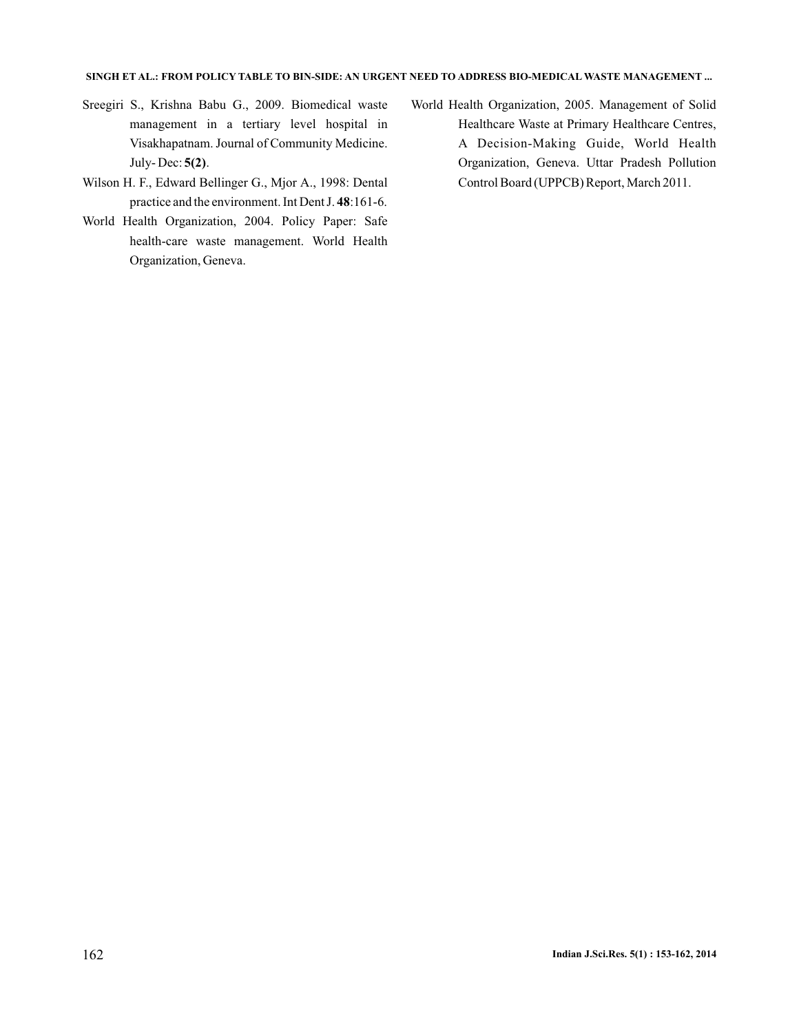Sreegiri S., Krishna Babu G., 2009. Biomedical waste management in a tertiary level hospital in Visakhapatnam. Journal of Community Medicine. July- Dec: **5(2)**.

Wilson H. F., Edward Bellinger G., Mjor A., 1998: Dental practice and the environment. Int Dent J. **48**:161-6.

World Health Organization, 2004. Policy Paper: Safe health-care waste management. World Health Organization, Geneva.

World Health Organization, 2005. Management of Solid Healthcare Waste at Primary Healthcare Centres, A Decision-Making Guide, World Health Organization, Geneva. Uttar Pradesh Pollution Control Board (UPPCB) Report, March 2011.